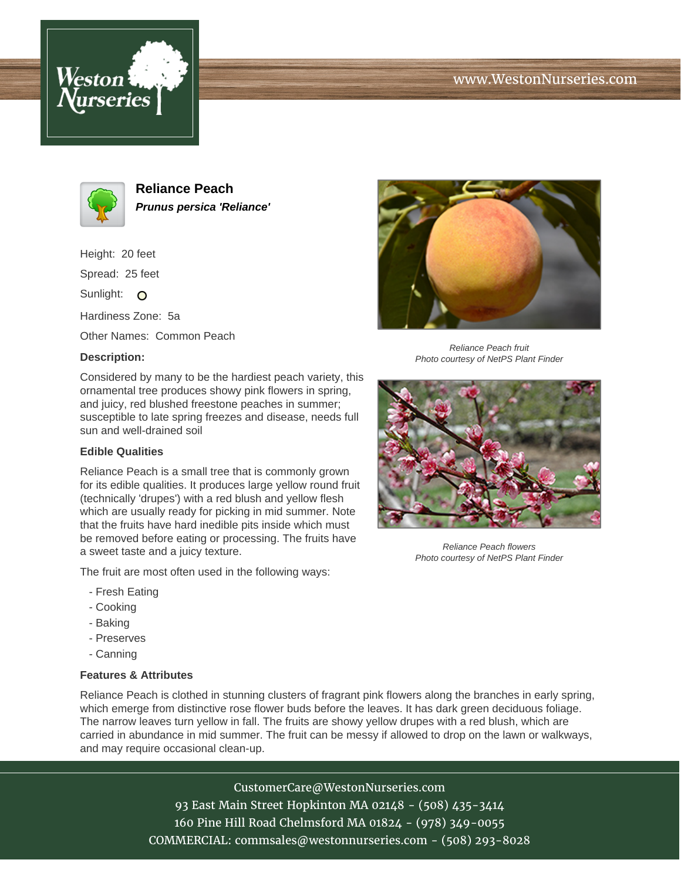# Reliance Peach

***Prunus persica 'Reliance'***

Height: 20 feet

Spread: 25 feet

Sunlight: O

Hardiness Zone: 5a

Other Names: Common Peach

### Description:

Considered by many to be the hardiest peach variety, this ornamental tree produces showy pink flowers in spring, and juicy, red blushed freestone peaches in summer; susceptible to late spring freezes and disease, needs full sun and well-drained soil

### Edible Qualities

Reliance Peach is a small tree that is commonly grown for its edible qualities. It produces large yellow round fruit (technically 'drupes') with a red blush and yellow flesh which are usually ready for picking in mid summer. Note that the fruits have hard inedible pits inside which must be removed before eating or processing. The fruits have a sweet taste and a juicy texture.

The fruit are most often used in the following ways:

- Fresh Eating
- Cooking
- Baking
- Preserves
- Canning

*Reliance Peach fruit*
*Photo courtesy of NetPS Plant Finder*

*Reliance Peach flowers*
*Photo courtesy of NetPS Plant Finder*

### Features & Attributes

Reliance Peach is clothed in stunning clusters of fragrant pink flowers along the branches in early spring, which emerge from distinctive rose flower buds before the leaves. It has dark green deciduous foliage. The narrow leaves turn yellow in fall. The fruits are showy yellow drupes with a red blush, which are carried in abundance in mid summer. The fruit can be messy if allowed to drop on the lawn or walkways, and may require occasional clean-up.

CustomerCare@WestonNurseries.com
93 East Main Street Hopkinton MA 02148 - (508) 435-3414
160 Pine Hill Road Chelmsford MA 01824 - (978) 349-0055
COMMERCIAL: commsales@westonnurseries.com - (508) 293-8028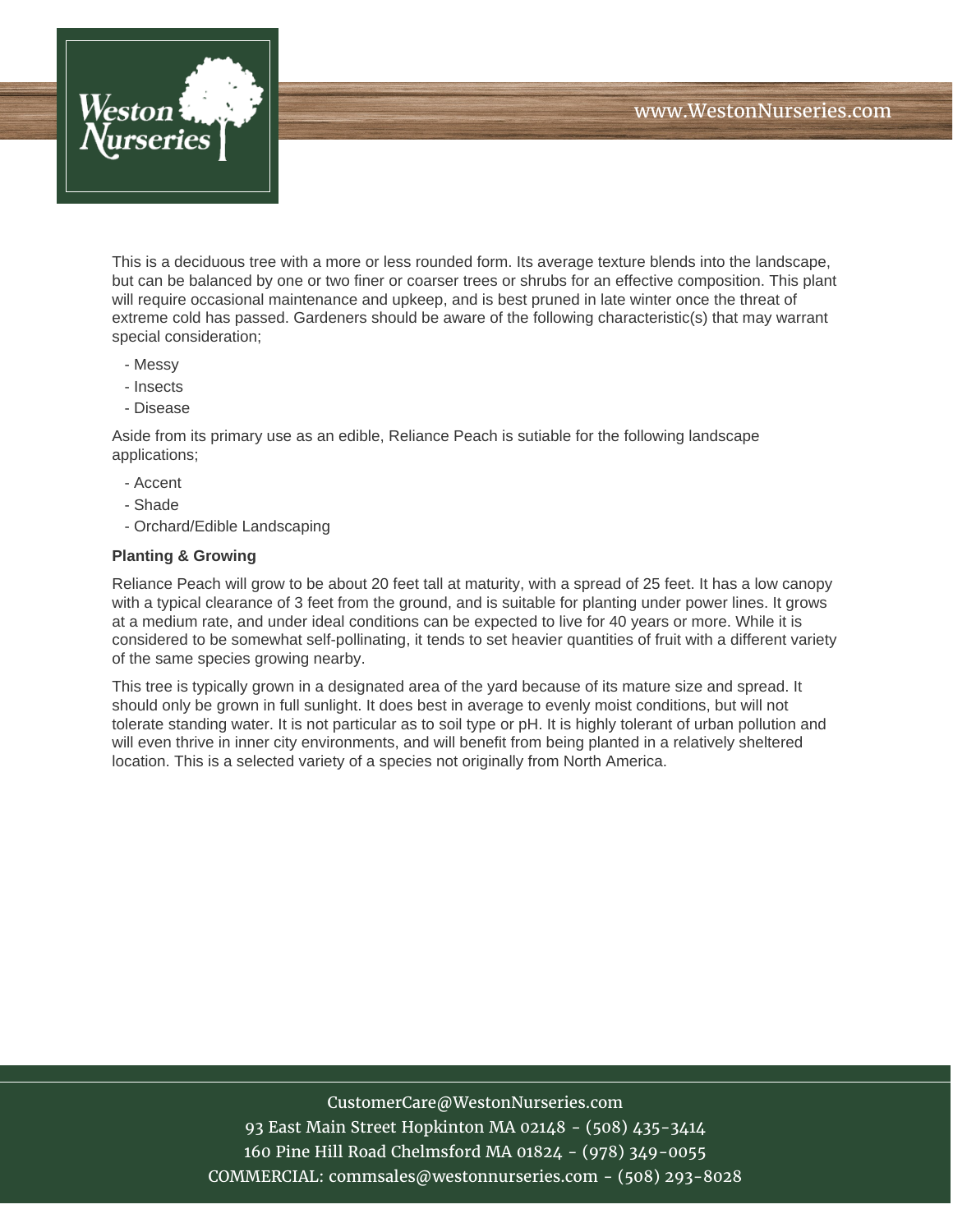This is a deciduous tree with a more or less rounded form. Its average texture blends into the landscape, but can be balanced by one or two finer or coarser trees or shrubs for an effective composition. This plant will require occasional maintenance and upkeep, and is best pruned in late winter once the threat of extreme cold has passed. Gardeners should be aware of the following characteristic(s) that may warrant special consideration;

- Messy
- Insects
- Disease

Aside from its primary use as an edible, Reliance Peach is sutiable for the following landscape applications;

- Accent
- Shade
- Orchard/Edible Landscaping

**Planting & Growing**

Reliance Peach will grow to be about 20 feet tall at maturity, with a spread of 25 feet. It has a low canopy with a typical clearance of 3 feet from the ground, and is suitable for planting under power lines. It grows at a medium rate, and under ideal conditions can be expected to live for 40 years or more. While it is considered to be somewhat self-pollinating, it tends to set heavier quantities of fruit with a different variety of the same species growing nearby.

This tree is typically grown in a designated area of the yard because of its mature size and spread. It should only be grown in full sunlight. It does best in average to evenly moist conditions, but will not tolerate standing water. It is not particular as to soil type or pH. It is highly tolerant of urban pollution and will even thrive in inner city environments, and will benefit from being planted in a relatively sheltered location. This is a selected variety of a species not originally from North America.